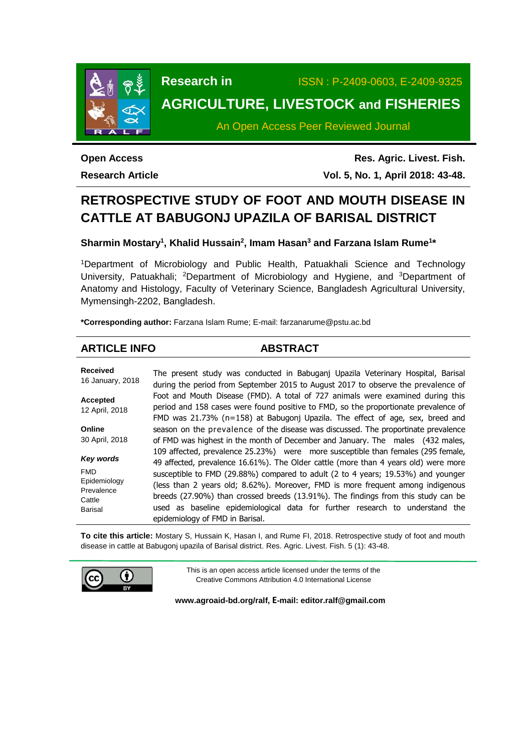**Research in**

ISSN : P-2409-0603, E-2409-9325

**AGRICULTURE, LIVESTOCK and FISHERIES**

An Open Access Peer Reviewed Journal

**Open Access**

**Research Article**

**Res. Agric. Livest. Fish.**

**Vol. 5, No. 1, April 2018: 43-48.**

# RETROSPECTIVE STUDY OF FOOT AND MOUTH DISEASE IN CATTLE AT BABUGONJ UPAZILA OF BARISAL DISTRICT

**Sharmin Mostary[1], Khalid Hussain[2], Imam Hasan[3] and Farzana Islam Rume[1]***

[1]Department of Microbiology and Public Health, Patuakhali Science and Technology University, Patuakhali; [2]Department of Microbiology and Hygiene, and [3]Department of Anatomy and Histology, Faculty of Veterinary Science, Bangladesh Agricultural University, Mymensingh-2202, Bangladesh.

***Corresponding author:** Farzana Islam Rume; E-mail: farzanarume@pstu.ac.bd

## ARTICLE INFO

**Received**
16 January, 2018

**Accepted**
12 April, 2018

**Online**
30 April, 2018

***Key words***
FMD
Epidemiology
Prevalence
Cattle
Barisal

## ABSTRACT

The present study was conducted in Babuganj Upazila Veterinary Hospital, Barisal during the period from September 2015 to August 2017 to observe the prevalence of Foot and Mouth Disease (FMD). A total of 727 animals were examined during this period and 158 cases were found positive to FMD, so the proportionate prevalence of FMD was 21.73% (n=158) at Babugonj Upazila. The effect of age, sex, breed and season on the prevalence of the disease was discussed. The proportinate prevalence of FMD was highest in the month of December and January. The males (432 males, 109 affected, prevalence 25.23%) were more susceptible than females (295 female, 49 affected, prevalence 16.61%). The Older cattle (more than 4 years old) were more susceptible to FMD (29.88%) compared to adult (2 to 4 years; 19.53%) and younger (less than 2 years old; 8.62%). Moreover, FMD is more frequent among indigenous breeds (27.90%) than crossed breeds (13.91%). The findings from this study can be used as baseline epidemiological data for further research to understand the epidemiology of FMD in Barisal.

**To cite this article:** Mostary S, Hussain K, Hasan I, and Rume FI, 2018. Retrospective study of foot and mouth disease in cattle at Babugonj upazila of Barisal district. Res. Agric. Livest. Fish. 5 (1): 43-48.

This is an open access article licensed under the terms of the Creative Commons Attribution 4.0 International License

**www.agroaid-bd.org/ralf, E-mail: editor.ralf@gmail.com**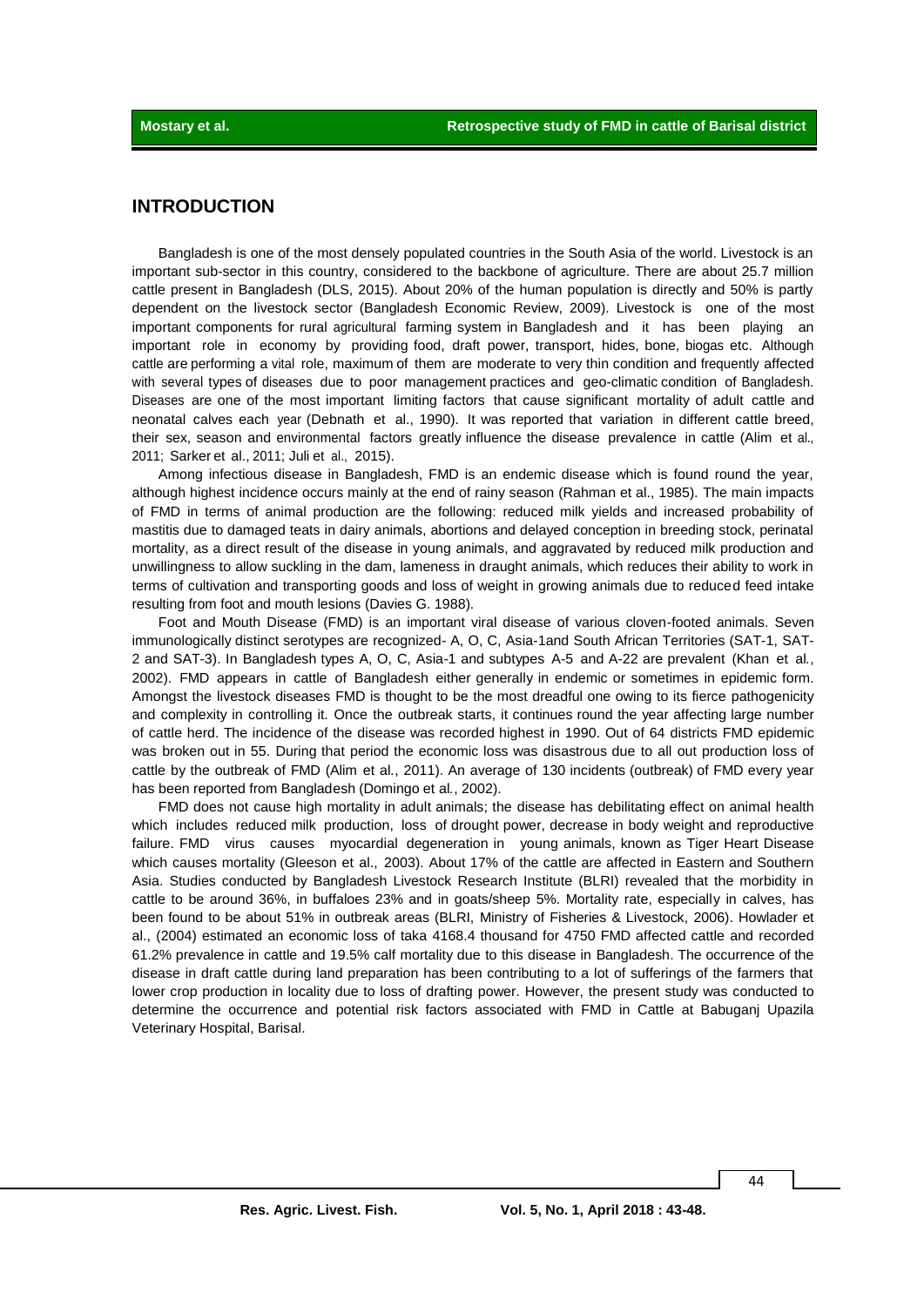## INTRODUCTION

Bangladesh is one of the most densely populated countries in the South Asia of the world. Livestock is an important sub-sector in this country, considered to the backbone of agriculture. There are about 25.7 million cattle present in Bangladesh (DLS, 2015). About 20% of the human population is directly and 50% is partly dependent on the livestock sector (Bangladesh Economic Review, 2009). Livestock is one of the most important components for rural agricultural farming system in Bangladesh and it has been playing an important role in economy by providing food, draft power, transport, hides, bone, biogas etc. Although cattle are performing a vital role, maximum of them are moderate to very thin condition and frequently affected with several types of diseases due to poor management practices and geo-climatic condition of Bangladesh. Diseases are one of the most important limiting factors that cause significant mortality of adult cattle and neonatal calves each year (Debnath et al., 1990). It was reported that variation in different cattle breed, their sex, season and environmental factors greatly influence the disease prevalence in cattle (Alim et al., 2011; Sarker et al., 2011; Juli et al., 2015).

Among infectious disease in Bangladesh, FMD is an endemic disease which is found round the year, although highest incidence occurs mainly at the end of rainy season (Rahman et al., 1985). The main impacts of FMD in terms of animal production are the following: reduced milk yields and increased probability of mastitis due to damaged teats in dairy animals, abortions and delayed conception in breeding stock, perinatal mortality, as a direct result of the disease in young animals, and aggravated by reduced milk production and unwillingness to allow suckling in the dam, lameness in draught animals, which reduces their ability to work in terms of cultivation and transporting goods and loss of weight in growing animals due to reduced feed intake resulting from foot and mouth lesions (Davies G. 1988).

Foot and Mouth Disease (FMD) is an important viral disease of various cloven-footed animals. Seven immunologically distinct serotypes are recognized- A, O, C, Asia-1and South African Territories (SAT-1, SAT-2 and SAT-3). In Bangladesh types A, O, C, Asia-1 and subtypes A-5 and A-22 are prevalent (Khan et al., 2002). FMD appears in cattle of Bangladesh either generally in endemic or sometimes in epidemic form. Amongst the livestock diseases FMD is thought to be the most dreadful one owing to its fierce pathogenicity and complexity in controlling it. Once the outbreak starts, it continues round the year affecting large number of cattle herd. The incidence of the disease was recorded highest in 1990. Out of 64 districts FMD epidemic was broken out in 55. During that period the economic loss was disastrous due to all out production loss of cattle by the outbreak of FMD (Alim et al., 2011). An average of 130 incidents (outbreak) of FMD every year has been reported from Bangladesh (Domingo et al., 2002).

FMD does not cause high mortality in adult animals; the disease has debilitating effect on animal health which includes reduced milk production, loss of drought power, decrease in body weight and reproductive failure. FMD virus causes myocardial degeneration in young animals, known as Tiger Heart Disease which causes mortality (Gleeson et al., 2003). About 17% of the cattle are affected in Eastern and Southern Asia. Studies conducted by Bangladesh Livestock Research Institute (BLRI) revealed that the morbidity in cattle to be around 36%, in buffaloes 23% and in goats/sheep 5%. Mortality rate, especially in calves, has been found to be about 51% in outbreak areas (BLRI, Ministry of Fisheries & Livestock, 2006). Howlader et al., (2004) estimated an economic loss of taka 4168.4 thousand for 4750 FMD affected cattle and recorded 61.2% prevalence in cattle and 19.5% calf mortality due to this disease in Bangladesh. The occurrence of the disease in draft cattle during land preparation has been contributing to a lot of sufferings of the farmers that lower crop production in locality due to loss of drafting power. However, the present study was conducted to determine the occurrence and potential risk factors associated with FMD in Cattle at Babuganj Upazila Veterinary Hospital, Barisal.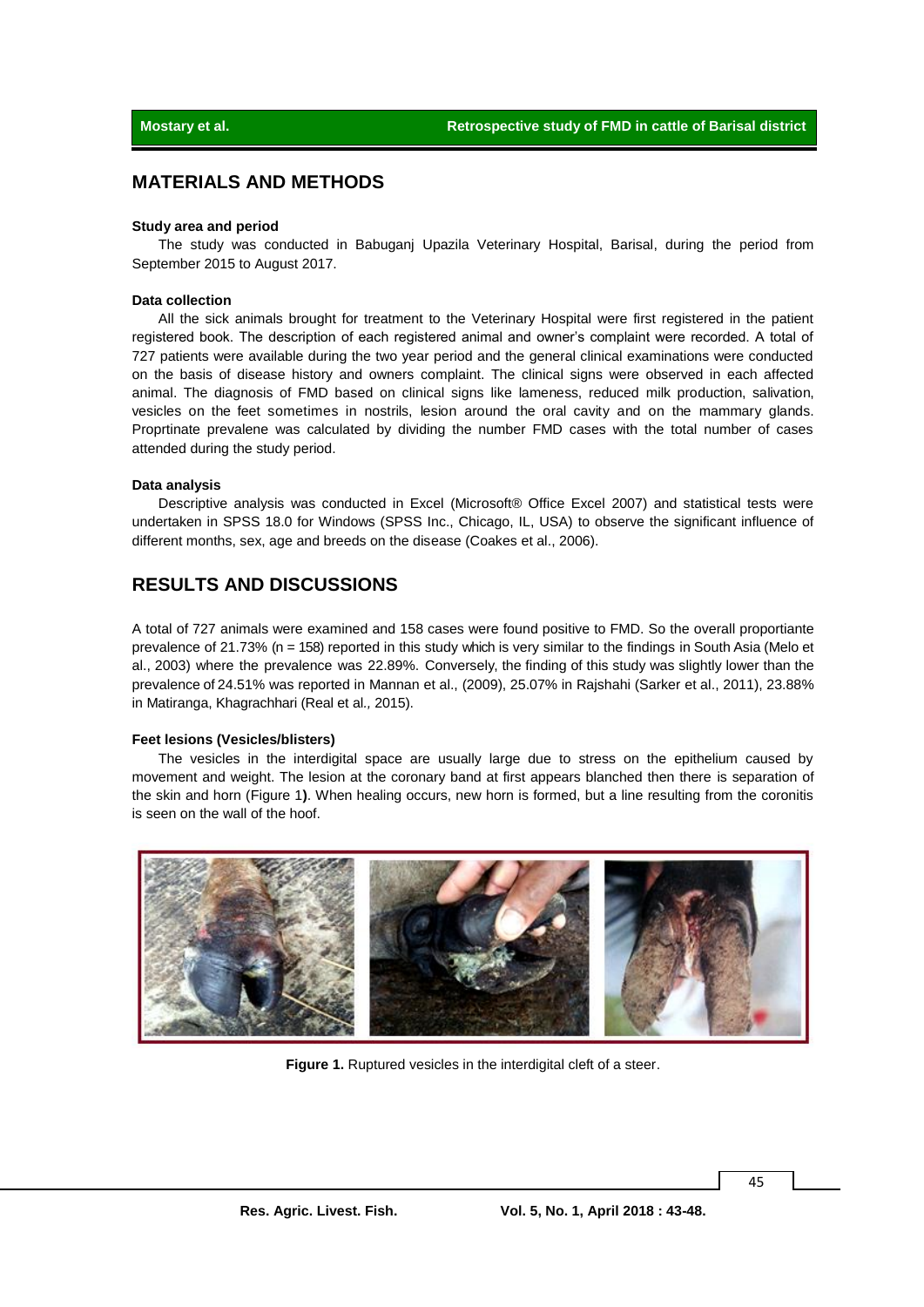## MATERIALS AND METHODS

### Study area and period

The study was conducted in Babuganj Upazila Veterinary Hospital, Barisal, during the period from September 2015 to August 2017.

### Data collection

All the sick animals brought for treatment to the Veterinary Hospital were first registered in the patient registered book. The description of each registered animal and owner's complaint were recorded. A total of 727 patients were available during the two year period and the general clinical examinations were conducted on the basis of disease history and owners complaint. The clinical signs were observed in each affected animal. The diagnosis of FMD based on clinical signs like lameness, reduced milk production, salivation, vesicles on the feet sometimes in nostrils, lesion around the oral cavity and on the mammary glands. Proprtinate prevalene was calculated by dividing the number FMD cases with the total number of cases attended during the study period.

### Data analysis

Descriptive analysis was conducted in Excel (Microsoft® Office Excel 2007) and statistical tests were undertaken in SPSS 18.0 for Windows (SPSS Inc., Chicago, IL, USA) to observe the significant influence of different months, sex, age and breeds on the disease (Coakes et al., 2006).

## RESULTS AND DISCUSSIONS

A total of 727 animals were examined and 158 cases were found positive to FMD. So the overall proportiante prevalence of 21.73% (n = 158) reported in this study which is very similar to the findings in South Asia (Melo et al., 2003) where the prevalence was 22.89%. Conversely, the finding of this study was slightly lower than the prevalence of 24.51% was reported in Mannan et al., (2009), 25.07% in Rajshahi (Sarker et al., 2011), 23.88% in Matiranga, Khagrachhari (Real et al., 2015).

### Feet lesions (Vesicles/blisters)

The vesicles in the interdigital space are usually large due to stress on the epithelium caused by movement and weight. The lesion at the coronary band at first appears blanched then there is separation of the skin and horn (Figure 1**)**. When healing occurs, new horn is formed, but a line resulting from the coronitis is seen on the wall of the hoof.

**Figure 1.** Ruptured vesicles in the interdigital cleft of a steer.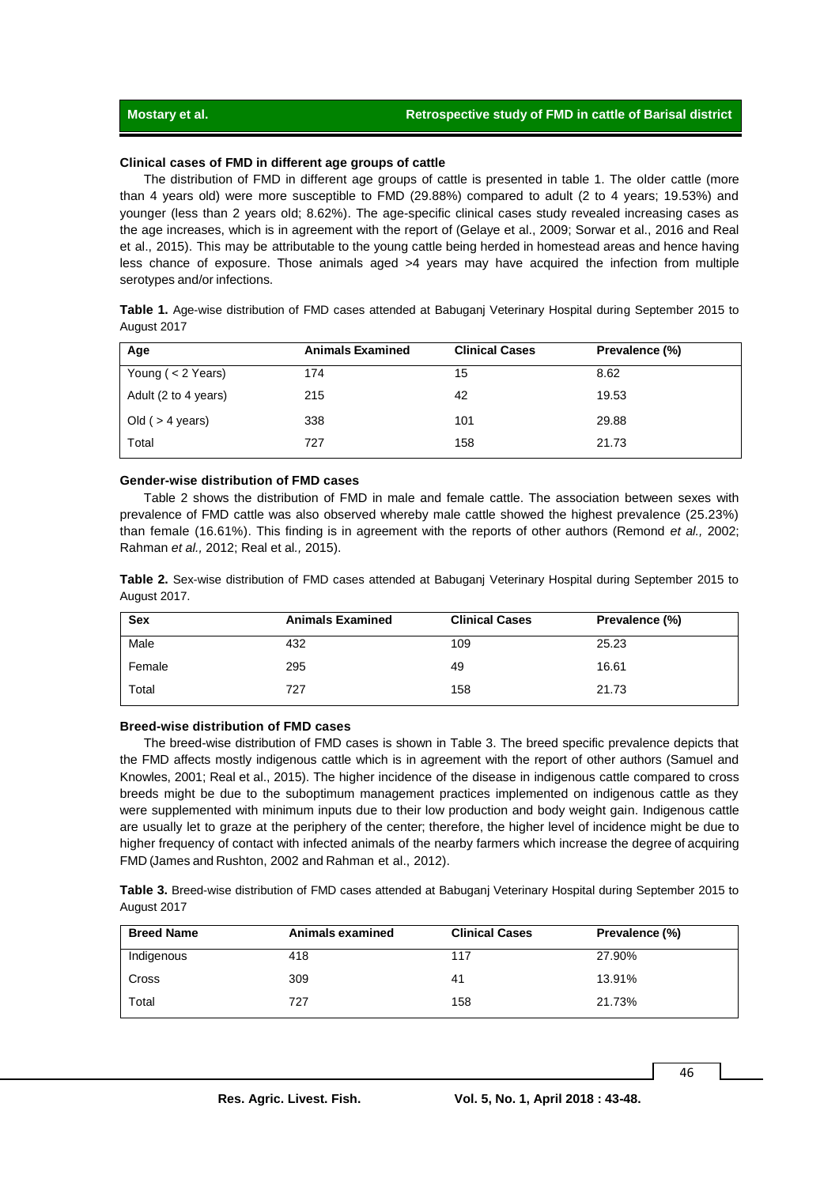### Clinical cases of FMD in different age groups of cattle

The distribution of FMD in different age groups of cattle is presented in table 1. The older cattle (more than 4 years old) were more susceptible to FMD (29.88%) compared to adult (2 to 4 years; 19.53%) and younger (less than 2 years old; 8.62%). The age-specific clinical cases study revealed increasing cases as the age increases, which is in agreement with the report of (Gelaye et al., 2009; Sorwar et al., 2016 and Real et al., 2015). This may be attributable to the young cattle being herded in homestead areas and hence having less chance of exposure. Those animals aged >4 years may have acquired the infection from multiple serotypes and/or infections.

**Table 1.** Age-wise distribution of FMD cases attended at Babuganj Veterinary Hospital during September 2015 to August 2017

| Age | Animals Examined | Clinical Cases | Prevalence (%) |
|---|---|---|---|
| Young ( < 2 Years) | 174 | 15 | 8.62 |
| Adult (2 to 4 years) | 215 | 42 | 19.53 |
| Old ( > 4 years) | 338 | 101 | 29.88 |
| Total | 727 | 158 | 21.73 |

### Gender-wise distribution of FMD cases

Table 2 shows the distribution of FMD in male and female cattle. The association between sexes with prevalence of FMD cattle was also observed whereby male cattle showed the highest prevalence (25.23%) than female (16.61%). This finding is in agreement with the reports of other authors (Remond *et al.,* 2002; Rahman *et al.,* 2012; Real et al*.,* 2015).

**Table 2.** Sex-wise distribution of FMD cases attended at Babuganj Veterinary Hospital during September 2015 to August 2017.

| Sex | Animals Examined | Clinical Cases | Prevalence (%) |
|---|---|---|---|
| Male | 432 | 109 | 25.23 |
| Female | 295 | 49 | 16.61 |
| Total | 727 | 158 | 21.73 |

### Breed-wise distribution of FMD cases

The breed-wise distribution of FMD cases is shown in Table 3. The breed specific prevalence depicts that the FMD affects mostly indigenous cattle which is in agreement with the report of other authors (Samuel and Knowles, 2001; Real et al., 2015). The higher incidence of the disease in indigenous cattle compared to cross breeds might be due to the suboptimum management practices implemented on indigenous cattle as they were supplemented with minimum inputs due to their low production and body weight gain. Indigenous cattle are usually let to graze at the periphery of the center; therefore, the higher level of incidence might be due to higher frequency of contact with infected animals of the nearby farmers which increase the degree of acquiring FMD (James and Rushton, 2002 and Rahman et al., 2012).

**Table 3.** Breed-wise distribution of FMD cases attended at Babuganj Veterinary Hospital during September 2015 to August 2017

| Breed Name | Animals examined | Clinical Cases | Prevalence (%) |
|---|---|---|---|
| Indigenous | 418 | 117 | 27.90% |
| Cross | 309 | 41 | 13.91% |
| Total | 727 | 158 | 21.73% |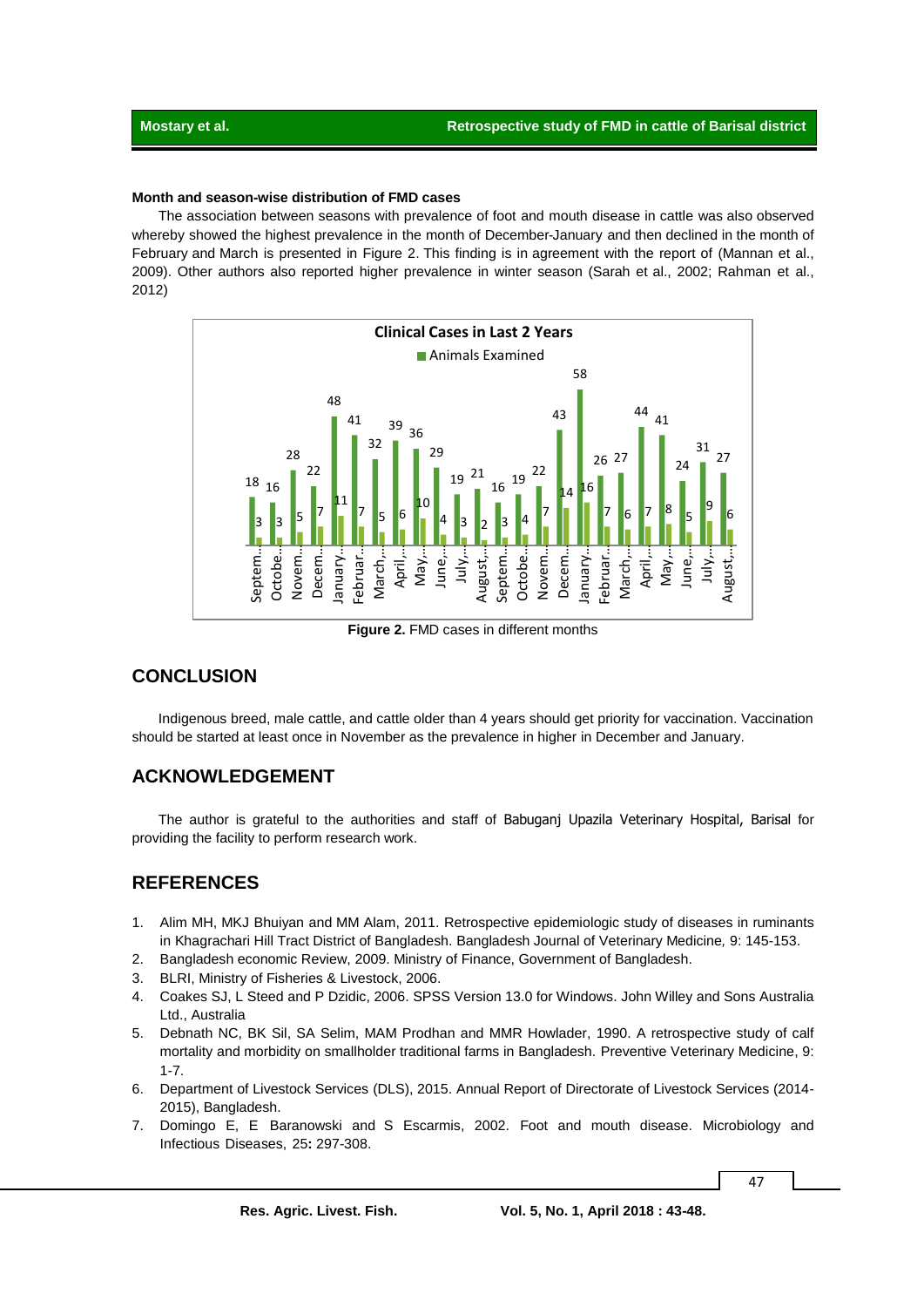### Month and season-wise distribution of FMD cases

The association between seasons with prevalence of foot and mouth disease in cattle was also observed whereby showed the highest prevalence in the month of December-January and then declined in the month of February and March is presented in Figure 2. This finding is in agreement with the report of (Mannan et al., 2009). Other authors also reported higher prevalence in winter season (Sarah et al., 2002; Rahman et al., 2012)

**Figure 2.** FMD cases in different months

## CONCLUSION

Indigenous breed, male cattle, and cattle older than 4 years should get priority for vaccination. Vaccination should be started at least once in November as the prevalence in higher in December and January.

## ACKNOWLEDGEMENT

The author is grateful to the authorities and staff of Babuganj Upazila Veterinary Hospital, Barisal for providing the facility to perform research work.

## REFERENCES

1. Alim MH, MKJ Bhuiyan and MM Alam, 2011. Retrospective epidemiologic study of diseases in ruminants in Khagrachari Hill Tract District of Bangladesh. Bangladesh Journal of Veterinary Medicine, 9: 145-153.
2. Bangladesh economic Review, 2009. Ministry of Finance, Government of Bangladesh.
3. BLRI, Ministry of Fisheries & Livestock, 2006.
4. Coakes SJ, L Steed and P Dzidic, 2006. SPSS Version 13.0 for Windows. John Willey and Sons Australia Ltd., Australia
5. Debnath NC, BK Sil, SA Selim, MAM Prodhan and MMR Howlader, 1990. A retrospective study of calf mortality and morbidity on smallholder traditional farms in Bangladesh. Preventive Veterinary Medicine, 9: 1-7.
6. Department of Livestock Services (DLS), 2015. Annual Report of Directorate of Livestock Services (2014-2015), Bangladesh.
7. Domingo E, E Baranowski and S Escarmis, 2002. Foot and mouth disease. Microbiology and Infectious Diseases, 25**:** 297-308.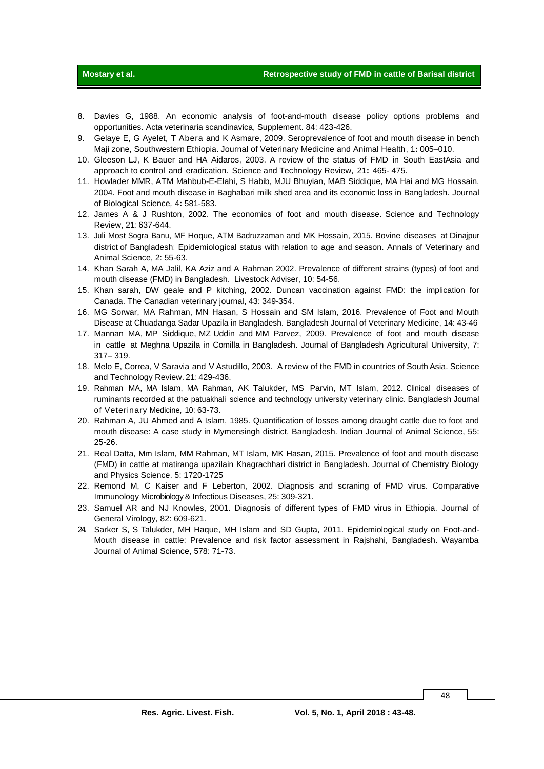8. Davies G, 1988. An economic analysis of foot-and-mouth disease policy options problems and opportunities. Acta veterinaria scandinavica, Supplement. 84: 423-426.
9. Gelaye E, G Ayelet, T Abera and K Asmare, 2009. Seroprevalence of foot and mouth disease in bench Maji zone, Southwestern Ethiopia. Journal of Veterinary Medicine and Animal Health, 1**:** 005–010.
10. Gleeson LJ, K Bauer and HA Aidaros, 2003. A review of the status of FMD in South EastAsia and approach to control and eradication. Science and Technology Review, 21**:** 465- 475.
11. Howlader MMR, ATM Mahbub-E-Elahi, S Habib, MJU Bhuyian, MAB Siddique, MA Hai and MG Hossain, 2004. Foot and mouth disease in Baghabari milk shed area and its economic loss in Bangladesh. Journal of Biological Science*,* 4**:** 581-583.
12. James A & J Rushton, 2002. The economics of foot and mouth disease. Science and Technology Review, 21: 637-644.
13. Juli Most Sogra Banu, MF Hoque, ATM Badruzzaman and MK Hossain, 2015. Bovine diseases at Dinajpur district of Bangladesh: Epidemiological status with relation to age and season. Annals of Veterinary and Animal Science, 2: 55-63.
14. Khan Sarah A, MA Jalil, KA Aziz and A Rahman 2002. Prevalence of different strains (types) of foot and mouth disease (FMD) in Bangladesh. Livestock Adviser, 10: 54-56.
15. Khan sarah, DW geale and P kitching, 2002. Duncan vaccination against FMD: the implication for Canada. The Canadian veterinary journal, 43: 349-354.
16. MG Sorwar, MA Rahman, MN Hasan, S Hossain and SM Islam, 2016. Prevalence of Foot and Mouth Disease at Chuadanga Sadar Upazila in Bangladesh. Bangladesh Journal of Veterinary Medicine, 14: 43-46
17. Mannan MA, MP Siddique, MZ Uddin and MM Parvez, 2009. Prevalence of foot and mouth disease in cattle at Meghna Upazila in Comilla in Bangladesh. Journal of Bangladesh Agricultural University, 7: 317– 319.
18. Melo E, Correa, V Saravia and V Astudillo, 2003. A review of the FMD in countries of South Asia. Science and Technology Review. 21: 429-436.
19. Rahman MA, MA Islam, MA Rahman, AK Talukder, MS Parvin, MT Islam, 2012. Clinical diseases of ruminants recorded at the patuakhali science and technology university veterinary clinic. Bangladesh Journal of Veterinary Medicine, 10: 63-73.
20. Rahman A, JU Ahmed and A Islam, 1985. Quantification of losses among draught cattle due to foot and mouth disease: A case study in Mymensingh district, Bangladesh. Indian Journal of Animal Science, 55: 25-26.
21. Real Datta, Mm Islam, MM Rahman, MT Islam, MK Hasan, 2015. Prevalence of foot and mouth disease (FMD) in cattle at matiranga upazilain Khagrachhari district in Bangladesh. Journal of Chemistry Biology and Physics Science. 5: 1720-1725
22. Remond M, C Kaiser and F Leberton, 2002. Diagnosis and scraning of FMD virus. Comparative Immunology Microbiology & Infectious Diseases, 25: 309-321.
23. Samuel AR and NJ Knowles, 2001. Diagnosis of different types of FMD virus in Ethiopia. Journal of General Virology, 82: 609-621.
24. Sarker S, S Talukder, MH Haque, MH Islam and SD Gupta, 2011. Epidemiological study on Foot-and-Mouth disease in cattle: Prevalence and risk factor assessment in Rajshahi, Bangladesh. Wayamba Journal of Animal Science, 578: 71-73.